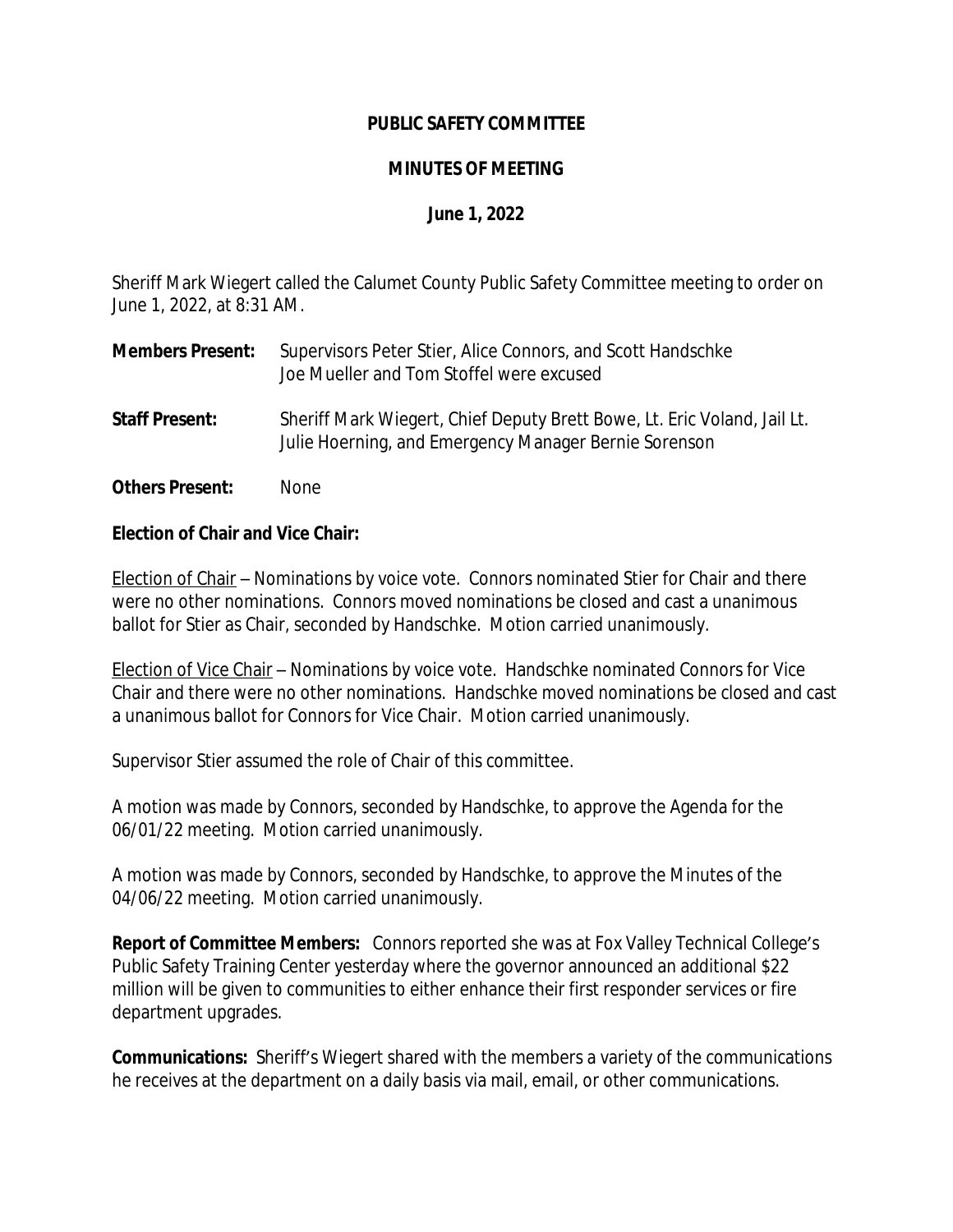**PUBLIC SAFETY COMMITTEE**

**MINUTES OF MEETING**

**June 1, 2022**

Sheriff Mark Wiegert called the Calumet County Public Safety Committee meeting to order on June 1, 2022, at 8:31 AM.

**Members Present:** Supervisors Peter Stier, Alice Connors, and Scott Handschke
Joe Mueller and Tom Stoffel were excused

**Staff Present:** Sheriff Mark Wiegert, Chief Deputy Brett Bowe, Lt. Eric Voland, Jail Lt. Julie Hoerning, and Emergency Manager Bernie Sorenson

**Others Present:** None

**Election of Chair and Vice Chair:**

Election of Chair – Nominations by voice vote. Connors nominated Stier for Chair and there were no other nominations. Connors moved nominations be closed and cast a unanimous ballot for Stier as Chair, seconded by Handschke. Motion carried unanimously.

Election of Vice Chair – Nominations by voice vote. Handschke nominated Connors for Vice Chair and there were no other nominations. Handschke moved nominations be closed and cast a unanimous ballot for Connors for Vice Chair. Motion carried unanimously.

Supervisor Stier assumed the role of Chair of this committee.

A motion was made by Connors, seconded by Handschke, to approve the Agenda for the 06/01/22 meeting. Motion carried unanimously.

A motion was made by Connors, seconded by Handschke, to approve the Minutes of the 04/06/22 meeting. Motion carried unanimously.

**Report of Committee Members:** Connors reported she was at Fox Valley Technical College's Public Safety Training Center yesterday where the governor announced an additional $22 million will be given to communities to either enhance their first responder services or fire department upgrades.

**Communications:** Sheriff's Wiegert shared with the members a variety of the communications he receives at the department on a daily basis via mail, email, or other communications.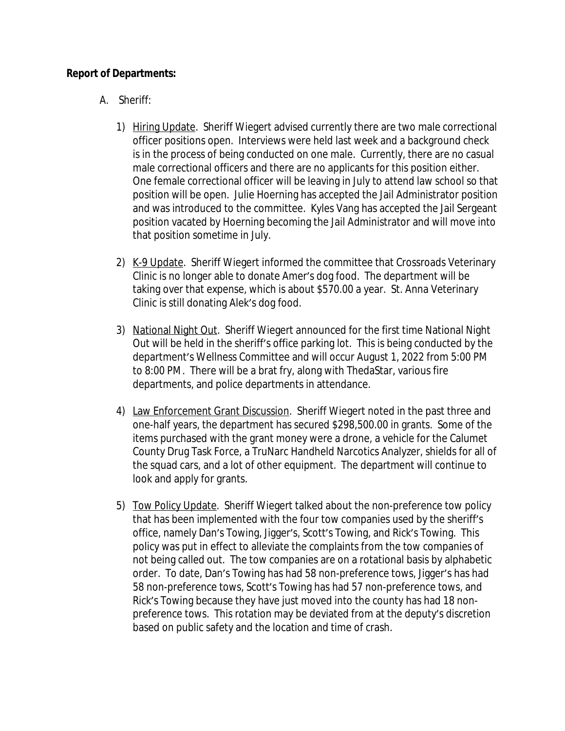**Report of Departments:**

A. Sheriff:

1) Hiring Update. Sheriff Wiegert advised currently there are two male correctional officer positions open. Interviews were held last week and a background check is in the process of being conducted on one male. Currently, there are no casual male correctional officers and there are no applicants for this position either. One female correctional officer will be leaving in July to attend law school so that position will be open. Julie Hoerning has accepted the Jail Administrator position and was introduced to the committee. Kyles Vang has accepted the Jail Sergeant position vacated by Hoerning becoming the Jail Administrator and will move into that position sometime in July.

2) K-9 Update. Sheriff Wiegert informed the committee that Crossroads Veterinary Clinic is no longer able to donate Amer's dog food. The department will be taking over that expense, which is about $570.00 a year. St. Anna Veterinary Clinic is still donating Alek's dog food.

3) National Night Out. Sheriff Wiegert announced for the first time National Night Out will be held in the sheriff's office parking lot. This is being conducted by the department's Wellness Committee and will occur August 1, 2022 from 5:00 PM to 8:00 PM. There will be a brat fry, along with ThedaStar, various fire departments, and police departments in attendance.

4) Law Enforcement Grant Discussion. Sheriff Wiegert noted in the past three and one-half years, the department has secured $298,500.00 in grants. Some of the items purchased with the grant money were a drone, a vehicle for the Calumet County Drug Task Force, a TruNarc Handheld Narcotics Analyzer, shields for all of the squad cars, and a lot of other equipment. The department will continue to look and apply for grants.

5) Tow Policy Update. Sheriff Wiegert talked about the non-preference tow policy that has been implemented with the four tow companies used by the sheriff's office, namely Dan's Towing, Jigger's, Scott's Towing, and Rick's Towing. This policy was put in effect to alleviate the complaints from the tow companies of not being called out. The tow companies are on a rotational basis by alphabetic order. To date, Dan's Towing has had 58 non-preference tows, Jigger's has had 58 non-preference tows, Scott's Towing has had 57 non-preference tows, and Rick's Towing because they have just moved into the county has had 18 non-preference tows. This rotation may be deviated from at the deputy's discretion based on public safety and the location and time of crash.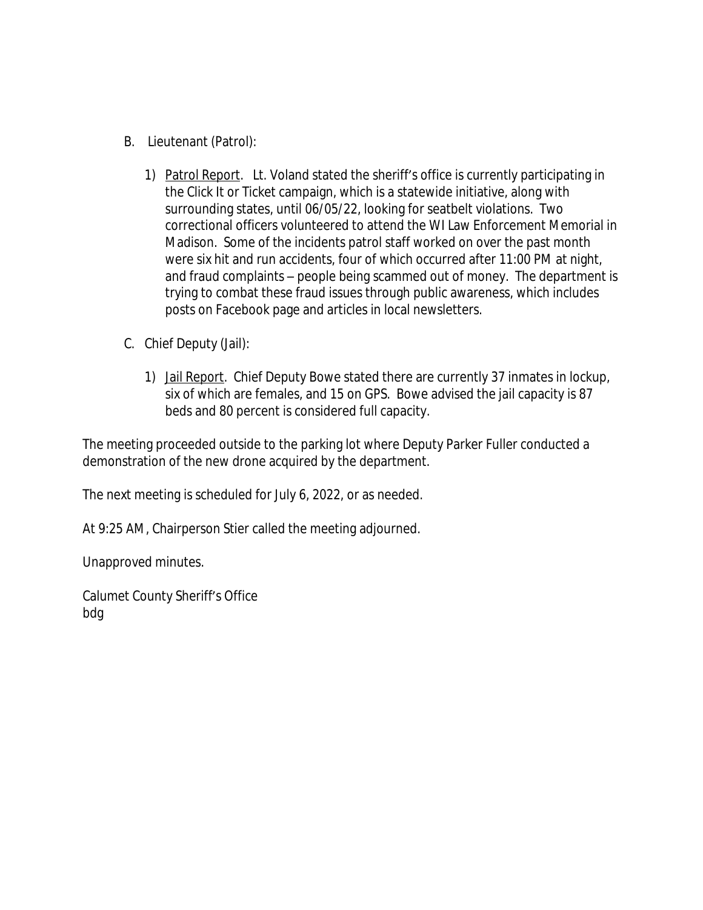B. Lieutenant (Patrol):

1) Patrol Report. Lt. Voland stated the sheriff's office is currently participating in the Click It or Ticket campaign, which is a statewide initiative, along with surrounding states, until 06/05/22, looking for seatbelt violations. Two correctional officers volunteered to attend the WI Law Enforcement Memorial in Madison. Some of the incidents patrol staff worked on over the past month were six hit and run accidents, four of which occurred after 11:00 PM at night, and fraud complaints – people being scammed out of money. The department is trying to combat these fraud issues through public awareness, which includes posts on Facebook page and articles in local newsletters.

C. Chief Deputy (Jail):

1) Jail Report. Chief Deputy Bowe stated there are currently 37 inmates in lockup, six of which are females, and 15 on GPS. Bowe advised the jail capacity is 87 beds and 80 percent is considered full capacity.

The meeting proceeded outside to the parking lot where Deputy Parker Fuller conducted a demonstration of the new drone acquired by the department.

The next meeting is scheduled for July 6, 2022, or as needed.

At 9:25 AM, Chairperson Stier called the meeting adjourned.

Unapproved minutes.

Calumet County Sheriff's Office
bdg